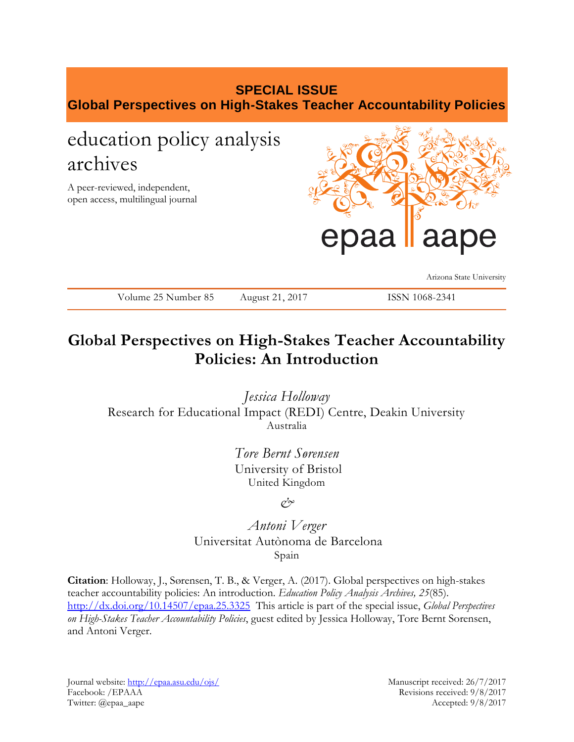**SPECIAL ISSUE**
**Global Perspectives on High-Stakes Teacher Accountability Policies**

education policy analysis archives

A peer-reviewed, independent, open access, multilingual journal

epaa aape

Arizona State University

Volume 25 Number 85 | August 21, 2017 | ISSN 1068-2341

# Global Perspectives on High-Stakes Teacher Accountability Policies: An Introduction

*Jessica Holloway*
Research for Educational Impact (REDI) Centre, Deakin University
Australia

*Tore Bernt Sørensen*
University of Bristol
United Kingdom

*&*

*Antoni Verger*
Universitat Autònoma de Barcelona
Spain

**Citation**: Holloway, J., Sørensen, T. B., & Verger, A. (2017). Global perspectives on high-stakes teacher accountability policies: An introduction. *Education Policy Analysis Archives, 25*(85). http://dx.doi.org/10.14507/epaa.25.3325 This article is part of the special issue, *Global Perspectives on High-Stakes Teacher Accountability Policies*, guest edited by Jessica Holloway, Tore Bernt Sorensen, and Antoni Verger.

Journal website: http://epaa.asu.edu/ojs/
Facebook: /EPAAA
Twitter: @epaa_aape

Manuscript received: 26/7/2017
Revisions received: 9/8/2017
Accepted: 9/8/2017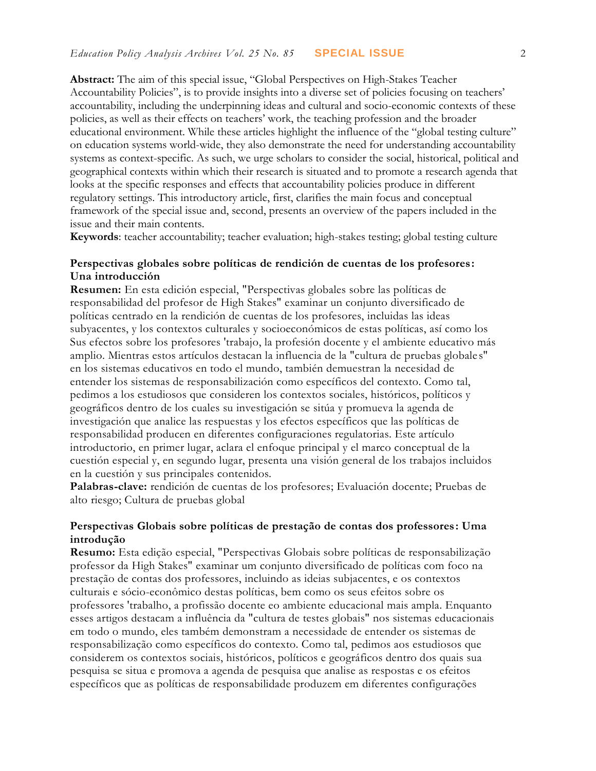**Abstract:** The aim of this special issue, "Global Perspectives on High-Stakes Teacher Accountability Policies", is to provide insights into a diverse set of policies focusing on teachers' accountability, including the underpinning ideas and cultural and socio-economic contexts of these policies, as well as their effects on teachers' work, the teaching profession and the broader educational environment. While these articles highlight the influence of the "global testing culture" on education systems world-wide, they also demonstrate the need for understanding accountability systems as context-specific. As such, we urge scholars to consider the social, historical, political and geographical contexts within which their research is situated and to promote a research agenda that looks at the specific responses and effects that accountability policies produce in different regulatory settings. This introductory article, first, clarifies the main focus and conceptual framework of the special issue and, second, presents an overview of the papers included in the issue and their main contents.
**Keywords**: teacher accountability; teacher evaluation; high-stakes testing; global testing culture

**Perspectivas globales sobre políticas de rendición de cuentas de los profesores: Una introducción**
**Resumen:** En esta edición especial, "Perspectivas globales sobre las políticas de responsabilidad del profesor de High Stakes" examinar un conjunto diversificado de políticas centrado en la rendición de cuentas de los profesores, incluidas las ideas subyacentes, y los contextos culturales y socioeconómicos de estas políticas, así como los Sus efectos sobre los profesores 'trabajo, la profesión docente y el ambiente educativo más amplio. Mientras estos artículos destacan la influencia de la "cultura de pruebas globales" en los sistemas educativos en todo el mundo, también demuestran la necesidad de entender los sistemas de responsabilización como específicos del contexto. Como tal, pedimos a los estudiosos que consideren los contextos sociales, históricos, políticos y geográficos dentro de los cuales su investigación se sitúa y promueva la agenda de investigación que analice las respuestas y los efectos específicos que las políticas de responsabilidad producen en diferentes configuraciones regulatorias. Este artículo introductorio, en primer lugar, aclara el enfoque principal y el marco conceptual de la cuestión especial y, en segundo lugar, presenta una visión general de los trabajos incluidos en la cuestión y sus principales contenidos.
**Palabras-clave:** rendición de cuentas de los profesores; Evaluación docente; Pruebas de alto riesgo; Cultura de pruebas global

**Perspectivas Globais sobre políticas de prestação de contas dos professores: Uma introdução**
**Resumo:** Esta edição especial, "Perspectivas Globais sobre políticas de responsabilização professor da High Stakes" examinar um conjunto diversificado de políticas com foco na prestação de contas dos professores, incluindo as ideias subjacentes, e os contextos culturais e sócio-econômico destas políticas, bem como os seus efeitos sobre os professores 'trabalho, a profissão docente eo ambiente educacional mais ampla. Enquanto esses artigos destacam a influência da "cultura de testes globais" nos sistemas educacionais em todo o mundo, eles também demonstram a necessidade de entender os sistemas de responsabilização como específicos do contexto. Como tal, pedimos aos estudiosos que considerem os contextos sociais, históricos, políticos e geográficos dentro dos quais sua pesquisa se situa e promova a agenda de pesquisa que analise as respostas e os efeitos específicos que as políticas de responsabilidade produzem em diferentes configurações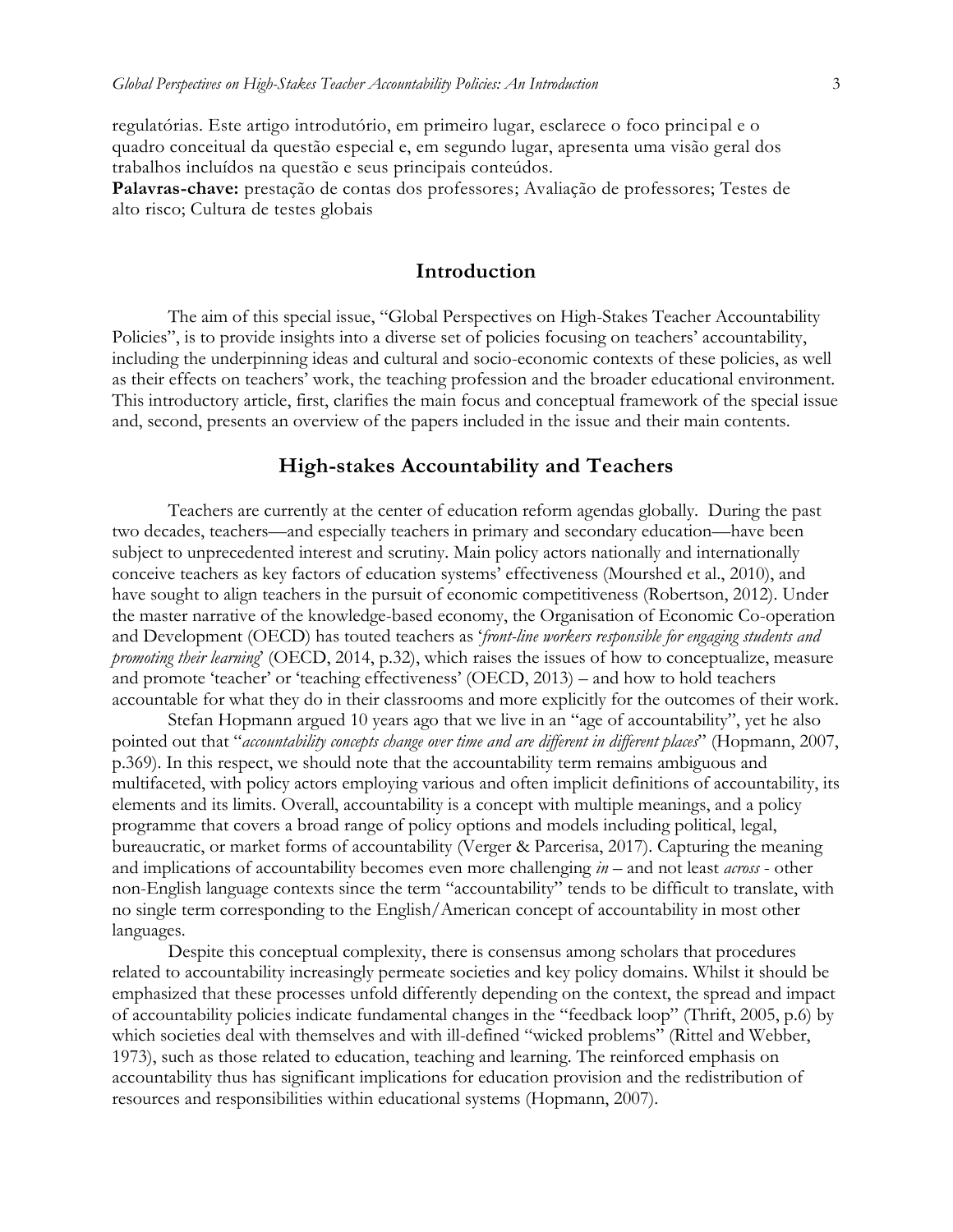regulatórias. Este artigo introdutório, em primeiro lugar, esclarece o foco principal e o quadro conceitual da questão especial e, em segundo lugar, apresenta uma visão geral dos trabalhos incluídos na questão e seus principais conteúdos.

**Palavras-chave:** prestação de contas dos professores; Avaliação de professores; Testes de alto risco; Cultura de testes globais

## Introduction

The aim of this special issue, "Global Perspectives on High-Stakes Teacher Accountability Policies", is to provide insights into a diverse set of policies focusing on teachers' accountability, including the underpinning ideas and cultural and socio-economic contexts of these policies, as well as their effects on teachers' work, the teaching profession and the broader educational environment. This introductory article, first, clarifies the main focus and conceptual framework of the special issue and, second, presents an overview of the papers included in the issue and their main contents.

## High-stakes Accountability and Teachers

Teachers are currently at the center of education reform agendas globally. During the past two decades, teachers—and especially teachers in primary and secondary education—have been subject to unprecedented interest and scrutiny. Main policy actors nationally and internationally conceive teachers as key factors of education systems' effectiveness (Mourshed et al., 2010), and have sought to align teachers in the pursuit of economic competitiveness (Robertson, 2012). Under the master narrative of the knowledge-based economy, the Organisation of Economic Co-operation and Development (OECD) has touted teachers as '*front-line workers responsible for engaging students and promoting their learning*' (OECD, 2014, p.32), which raises the issues of how to conceptualize, measure and promote 'teacher' or 'teaching effectiveness' (OECD, 2013) – and how to hold teachers accountable for what they do in their classrooms and more explicitly for the outcomes of their work.

Stefan Hopmann argued 10 years ago that we live in an "age of accountability", yet he also pointed out that "*accountability concepts change over time and are different in different places*" (Hopmann, 2007, p.369). In this respect, we should note that the accountability term remains ambiguous and multifaceted, with policy actors employing various and often implicit definitions of accountability, its elements and its limits. Overall, accountability is a concept with multiple meanings, and a policy programme that covers a broad range of policy options and models including political, legal, bureaucratic, or market forms of accountability (Verger & Parcerisa, 2017). Capturing the meaning and implications of accountability becomes even more challenging *in* – and not least *across* - other non-English language contexts since the term "accountability" tends to be difficult to translate, with no single term corresponding to the English/American concept of accountability in most other languages.

Despite this conceptual complexity, there is consensus among scholars that procedures related to accountability increasingly permeate societies and key policy domains. Whilst it should be emphasized that these processes unfold differently depending on the context, the spread and impact of accountability policies indicate fundamental changes in the "feedback loop" (Thrift, 2005, p.6) by which societies deal with themselves and with ill-defined "wicked problems" (Rittel and Webber, 1973), such as those related to education, teaching and learning. The reinforced emphasis on accountability thus has significant implications for education provision and the redistribution of resources and responsibilities within educational systems (Hopmann, 2007).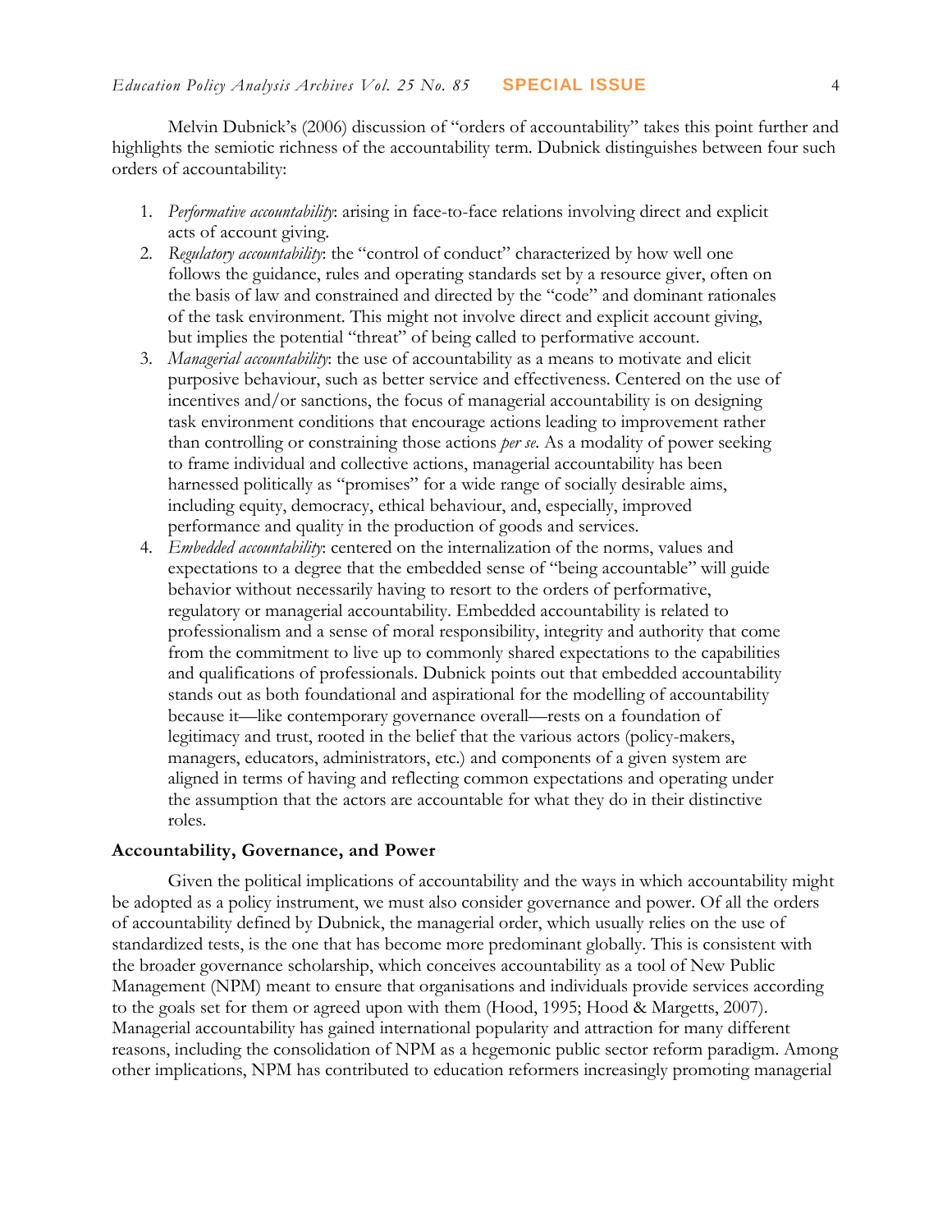Melvin Dubnick's (2006) discussion of "orders of accountability" takes this point further and highlights the semiotic richness of the accountability term. Dubnick distinguishes between four such orders of accountability:

1. *Performative accountability*: arising in face-to-face relations involving direct and explicit acts of account giving.
2. *Regulatory accountability*: the "control of conduct" characterized by how well one follows the guidance, rules and operating standards set by a resource giver, often on the basis of law and constrained and directed by the "code" and dominant rationales of the task environment. This might not involve direct and explicit account giving, but implies the potential "threat" of being called to performative account.
3. *Managerial accountability*: the use of accountability as a means to motivate and elicit purposive behaviour, such as better service and effectiveness. Centered on the use of incentives and/or sanctions, the focus of managerial accountability is on designing task environment conditions that encourage actions leading to improvement rather than controlling or constraining those actions *per se*. As a modality of power seeking to frame individual and collective actions, managerial accountability has been harnessed politically as "promises" for a wide range of socially desirable aims, including equity, democracy, ethical behaviour, and, especially, improved performance and quality in the production of goods and services.
4. *Embedded accountability*: centered on the internalization of the norms, values and expectations to a degree that the embedded sense of "being accountable" will guide behavior without necessarily having to resort to the orders of performative, regulatory or managerial accountability. Embedded accountability is related to professionalism and a sense of moral responsibility, integrity and authority that come from the commitment to live up to commonly shared expectations to the capabilities and qualifications of professionals. Dubnick points out that embedded accountability stands out as both foundational and aspirational for the modelling of accountability because it—like contemporary governance overall—rests on a foundation of legitimacy and trust, rooted in the belief that the various actors (policy-makers, managers, educators, administrators, etc.) and components of a given system are aligned in terms of having and reflecting common expectations and operating under the assumption that the actors are accountable for what they do in their distinctive roles.

## Accountability, Governance, and Power

Given the political implications of accountability and the ways in which accountability might be adopted as a policy instrument, we must also consider governance and power. Of all the orders of accountability defined by Dubnick, the managerial order, which usually relies on the use of standardized tests, is the one that has become more predominant globally. This is consistent with the broader governance scholarship, which conceives accountability as a tool of New Public Management (NPM) meant to ensure that organisations and individuals provide services according to the goals set for them or agreed upon with them (Hood, 1995; Hood & Margetts, 2007). Managerial accountability has gained international popularity and attraction for many different reasons, including the consolidation of NPM as a hegemonic public sector reform paradigm. Among other implications, NPM has contributed to education reformers increasingly promoting managerial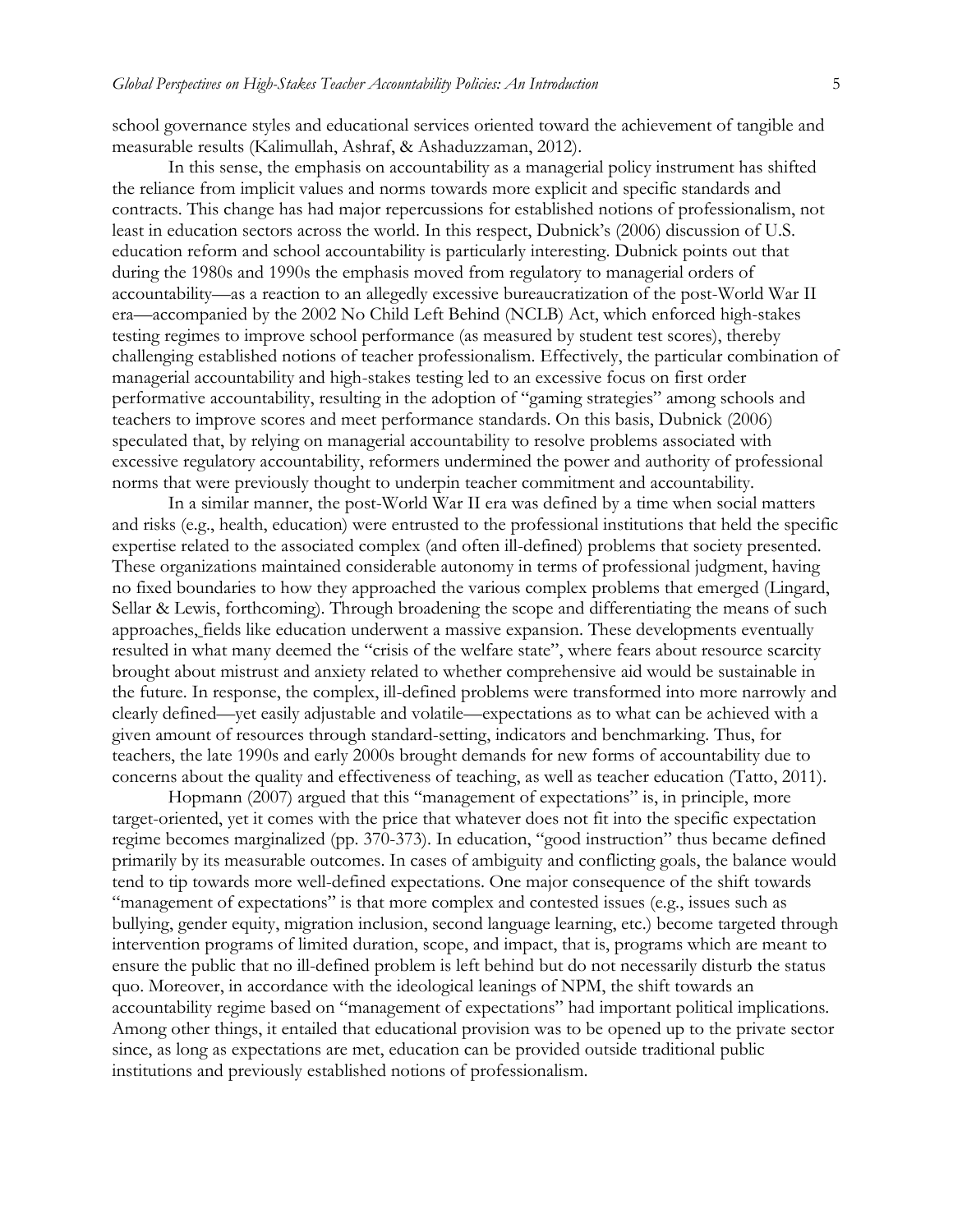school governance styles and educational services oriented toward the achievement of tangible and measurable results (Kalimullah, Ashraf, & Ashaduzzaman, 2012).

In this sense, the emphasis on accountability as a managerial policy instrument has shifted the reliance from implicit values and norms towards more explicit and specific standards and contracts. This change has had major repercussions for established notions of professionalism, not least in education sectors across the world. In this respect, Dubnick's (2006) discussion of U.S. education reform and school accountability is particularly interesting. Dubnick points out that during the 1980s and 1990s the emphasis moved from regulatory to managerial orders of accountability—as a reaction to an allegedly excessive bureaucratization of the post-World War II era—accompanied by the 2002 No Child Left Behind (NCLB) Act, which enforced high-stakes testing regimes to improve school performance (as measured by student test scores), thereby challenging established notions of teacher professionalism. Effectively, the particular combination of managerial accountability and high-stakes testing led to an excessive focus on first order performative accountability, resulting in the adoption of "gaming strategies" among schools and teachers to improve scores and meet performance standards. On this basis, Dubnick (2006) speculated that, by relying on managerial accountability to resolve problems associated with excessive regulatory accountability, reformers undermined the power and authority of professional norms that were previously thought to underpin teacher commitment and accountability.

In a similar manner, the post-World War II era was defined by a time when social matters and risks (e.g., health, education) were entrusted to the professional institutions that held the specific expertise related to the associated complex (and often ill-defined) problems that society presented. These organizations maintained considerable autonomy in terms of professional judgment, having no fixed boundaries to how they approached the various complex problems that emerged (Lingard, Sellar & Lewis, forthcoming). Through broadening the scope and differentiating the means of such approaches, fields like education underwent a massive expansion. These developments eventually resulted in what many deemed the "crisis of the welfare state", where fears about resource scarcity brought about mistrust and anxiety related to whether comprehensive aid would be sustainable in the future. In response, the complex, ill-defined problems were transformed into more narrowly and clearly defined—yet easily adjustable and volatile—expectations as to what can be achieved with a given amount of resources through standard-setting, indicators and benchmarking. Thus, for teachers, the late 1990s and early 2000s brought demands for new forms of accountability due to concerns about the quality and effectiveness of teaching, as well as teacher education (Tatto, 2011).

Hopmann (2007) argued that this "management of expectations" is, in principle, more target-oriented, yet it comes with the price that whatever does not fit into the specific expectation regime becomes marginalized (pp. 370-373). In education, "good instruction" thus became defined primarily by its measurable outcomes. In cases of ambiguity and conflicting goals, the balance would tend to tip towards more well-defined expectations. One major consequence of the shift towards "management of expectations" is that more complex and contested issues (e.g., issues such as bullying, gender equity, migration inclusion, second language learning, etc.) become targeted through intervention programs of limited duration, scope, and impact, that is, programs which are meant to ensure the public that no ill-defined problem is left behind but do not necessarily disturb the status quo. Moreover, in accordance with the ideological leanings of NPM, the shift towards an accountability regime based on "management of expectations" had important political implications. Among other things, it entailed that educational provision was to be opened up to the private sector since, as long as expectations are met, education can be provided outside traditional public institutions and previously established notions of professionalism.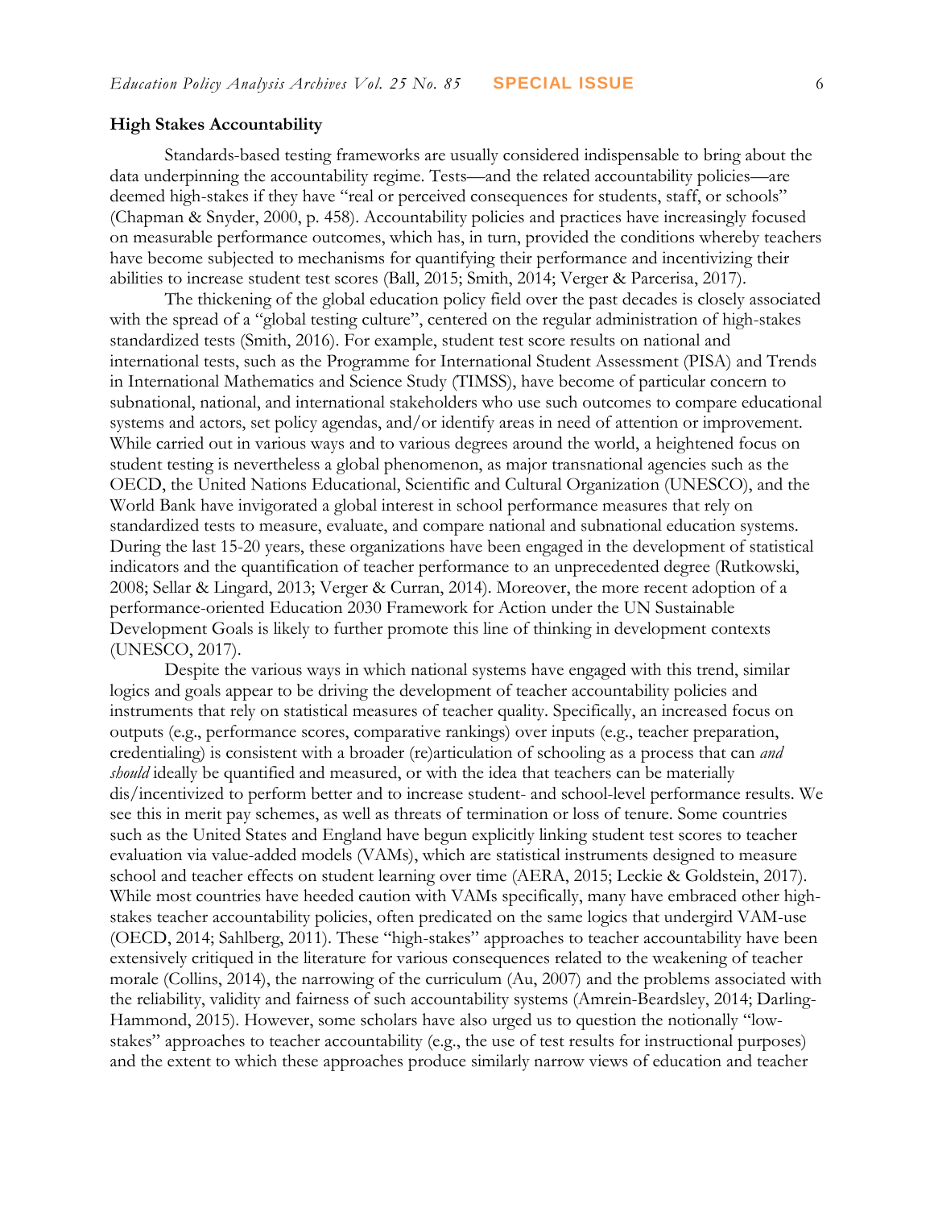### High Stakes Accountability

Standards-based testing frameworks are usually considered indispensable to bring about the data underpinning the accountability regime. Tests—and the related accountability policies—are deemed high-stakes if they have "real or perceived consequences for students, staff, or schools" (Chapman & Snyder, 2000, p. 458). Accountability policies and practices have increasingly focused on measurable performance outcomes, which has, in turn, provided the conditions whereby teachers have become subjected to mechanisms for quantifying their performance and incentivizing their abilities to increase student test scores (Ball, 2015; Smith, 2014; Verger & Parcerisa, 2017).

The thickening of the global education policy field over the past decades is closely associated with the spread of a "global testing culture", centered on the regular administration of high-stakes standardized tests (Smith, 2016). For example, student test score results on national and international tests, such as the Programme for International Student Assessment (PISA) and Trends in International Mathematics and Science Study (TIMSS), have become of particular concern to subnational, national, and international stakeholders who use such outcomes to compare educational systems and actors, set policy agendas, and/or identify areas in need of attention or improvement. While carried out in various ways and to various degrees around the world, a heightened focus on student testing is nevertheless a global phenomenon, as major transnational agencies such as the OECD, the United Nations Educational, Scientific and Cultural Organization (UNESCO), and the World Bank have invigorated a global interest in school performance measures that rely on standardized tests to measure, evaluate, and compare national and subnational education systems. During the last 15-20 years, these organizations have been engaged in the development of statistical indicators and the quantification of teacher performance to an unprecedented degree (Rutkowski, 2008; Sellar & Lingard, 2013; Verger & Curran, 2014). Moreover, the more recent adoption of a performance-oriented Education 2030 Framework for Action under the UN Sustainable Development Goals is likely to further promote this line of thinking in development contexts (UNESCO, 2017).

Despite the various ways in which national systems have engaged with this trend, similar logics and goals appear to be driving the development of teacher accountability policies and instruments that rely on statistical measures of teacher quality. Specifically, an increased focus on outputs (e.g., performance scores, comparative rankings) over inputs (e.g., teacher preparation, credentialing) is consistent with a broader (re)articulation of schooling as a process that can *and should* ideally be quantified and measured, or with the idea that teachers can be materially dis/incentivized to perform better and to increase student- and school-level performance results. We see this in merit pay schemes, as well as threats of termination or loss of tenure. Some countries such as the United States and England have begun explicitly linking student test scores to teacher evaluation via value-added models (VAMs), which are statistical instruments designed to measure school and teacher effects on student learning over time (AERA, 2015; Leckie & Goldstein, 2017). While most countries have heeded caution with VAMs specifically, many have embraced other high-stakes teacher accountability policies, often predicated on the same logics that undergird VAM-use (OECD, 2014; Sahlberg, 2011). These "high-stakes" approaches to teacher accountability have been extensively critiqued in the literature for various consequences related to the weakening of teacher morale (Collins, 2014), the narrowing of the curriculum (Au, 2007) and the problems associated with the reliability, validity and fairness of such accountability systems (Amrein-Beardsley, 2014; Darling-Hammond, 2015). However, some scholars have also urged us to question the notionally "low-stakes" approaches to teacher accountability (e.g., the use of test results for instructional purposes) and the extent to which these approaches produce similarly narrow views of education and teacher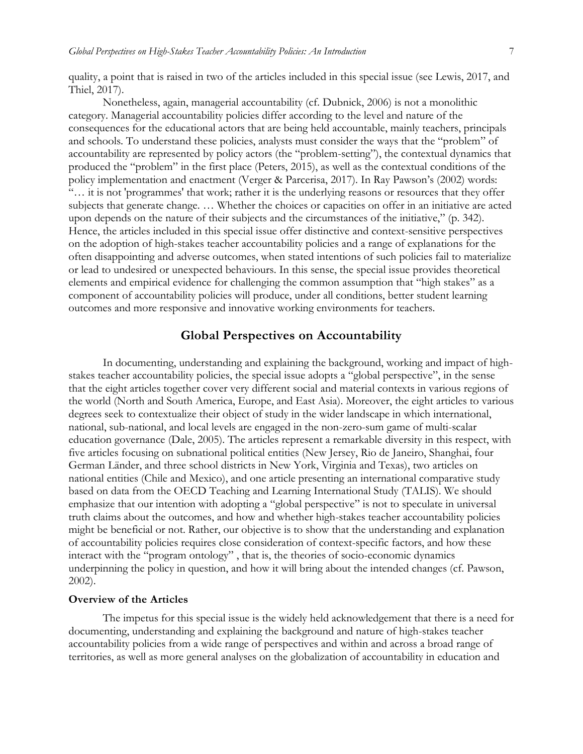quality, a point that is raised in two of the articles included in this special issue (see Lewis, 2017, and Thiel, 2017).

Nonetheless, again, managerial accountability (cf. Dubnick, 2006) is not a monolithic category. Managerial accountability policies differ according to the level and nature of the consequences for the educational actors that are being held accountable, mainly teachers, principals and schools. To understand these policies, analysts must consider the ways that the "problem" of accountability are represented by policy actors (the "problem-setting"), the contextual dynamics that produced the "problem" in the first place (Peters, 2015), as well as the contextual conditions of the policy implementation and enactment (Verger & Parcerisa, 2017). In Ray Pawson's (2002) words: "… it is not 'programmes' that work; rather it is the underlying reasons or resources that they offer subjects that generate change. … Whether the choices or capacities on offer in an initiative are acted upon depends on the nature of their subjects and the circumstances of the initiative," (p. 342). Hence, the articles included in this special issue offer distinctive and context-sensitive perspectives on the adoption of high-stakes teacher accountability policies and a range of explanations for the often disappointing and adverse outcomes, when stated intentions of such policies fail to materialize or lead to undesired or unexpected behaviours. In this sense, the special issue provides theoretical elements and empirical evidence for challenging the common assumption that "high stakes" as a component of accountability policies will produce, under all conditions, better student learning outcomes and more responsive and innovative working environments for teachers.

## Global Perspectives on Accountability

In documenting, understanding and explaining the background, working and impact of high-stakes teacher accountability policies, the special issue adopts a "global perspective", in the sense that the eight articles together cover very different social and material contexts in various regions of the world (North and South America, Europe, and East Asia). Moreover, the eight articles to various degrees seek to contextualize their object of study in the wider landscape in which international, national, sub-national, and local levels are engaged in the non-zero-sum game of multi-scalar education governance (Dale, 2005). The articles represent a remarkable diversity in this respect, with five articles focusing on subnational political entities (New Jersey, Rio de Janeiro, Shanghai, four German Länder, and three school districts in New York, Virginia and Texas), two articles on national entities (Chile and Mexico), and one article presenting an international comparative study based on data from the OECD Teaching and Learning International Study (TALIS). We should emphasize that our intention with adopting a "global perspective" is not to speculate in universal truth claims about the outcomes, and how and whether high-stakes teacher accountability policies might be beneficial or not. Rather, our objective is to show that the understanding and explanation of accountability policies requires close consideration of context-specific factors, and how these interact with the "program ontology" , that is, the theories of socio-economic dynamics underpinning the policy in question, and how it will bring about the intended changes (cf. Pawson, 2002).

### Overview of the Articles

The impetus for this special issue is the widely held acknowledgement that there is a need for documenting, understanding and explaining the background and nature of high-stakes teacher accountability policies from a wide range of perspectives and within and across a broad range of territories, as well as more general analyses on the globalization of accountability in education and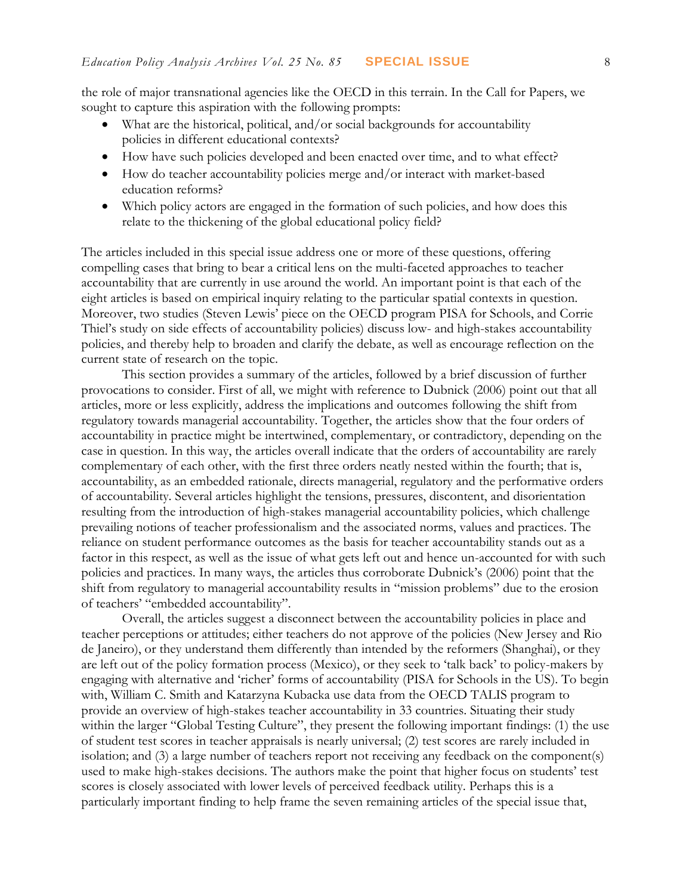the role of major transnational agencies like the OECD in this terrain. In the Call for Papers, we sought to capture this aspiration with the following prompts:

- What are the historical, political, and/or social backgrounds for accountability policies in different educational contexts?
- How have such policies developed and been enacted over time, and to what effect?
- How do teacher accountability policies merge and/or interact with market-based education reforms?
- Which policy actors are engaged in the formation of such policies, and how does this relate to the thickening of the global educational policy field?

The articles included in this special issue address one or more of these questions, offering compelling cases that bring to bear a critical lens on the multi-faceted approaches to teacher accountability that are currently in use around the world. An important point is that each of the eight articles is based on empirical inquiry relating to the particular spatial contexts in question. Moreover, two studies (Steven Lewis' piece on the OECD program PISA for Schools, and Corrie Thiel's study on side effects of accountability policies) discuss low- and high-stakes accountability policies, and thereby help to broaden and clarify the debate, as well as encourage reflection on the current state of research on the topic.

This section provides a summary of the articles, followed by a brief discussion of further provocations to consider. First of all, we might with reference to Dubnick (2006) point out that all articles, more or less explicitly, address the implications and outcomes following the shift from regulatory towards managerial accountability. Together, the articles show that the four orders of accountability in practice might be intertwined, complementary, or contradictory, depending on the case in question. In this way, the articles overall indicate that the orders of accountability are rarely complementary of each other, with the first three orders neatly nested within the fourth; that is, accountability, as an embedded rationale, directs managerial, regulatory and the performative orders of accountability. Several articles highlight the tensions, pressures, discontent, and disorientation resulting from the introduction of high-stakes managerial accountability policies, which challenge prevailing notions of teacher professionalism and the associated norms, values and practices. The reliance on student performance outcomes as the basis for teacher accountability stands out as a factor in this respect, as well as the issue of what gets left out and hence un-accounted for with such policies and practices. In many ways, the articles thus corroborate Dubnick's (2006) point that the shift from regulatory to managerial accountability results in "mission problems" due to the erosion of teachers' "embedded accountability".

Overall, the articles suggest a disconnect between the accountability policies in place and teacher perceptions or attitudes; either teachers do not approve of the policies (New Jersey and Rio de Janeiro), or they understand them differently than intended by the reformers (Shanghai), or they are left out of the policy formation process (Mexico), or they seek to 'talk back' to policy-makers by engaging with alternative and 'richer' forms of accountability (PISA for Schools in the US). To begin with, William C. Smith and Katarzyna Kubacka use data from the OECD TALIS program to provide an overview of high-stakes teacher accountability in 33 countries. Situating their study within the larger "Global Testing Culture", they present the following important findings: (1) the use of student test scores in teacher appraisals is nearly universal; (2) test scores are rarely included in isolation; and (3) a large number of teachers report not receiving any feedback on the component(s) used to make high-stakes decisions. The authors make the point that higher focus on students' test scores is closely associated with lower levels of perceived feedback utility. Perhaps this is a particularly important finding to help frame the seven remaining articles of the special issue that,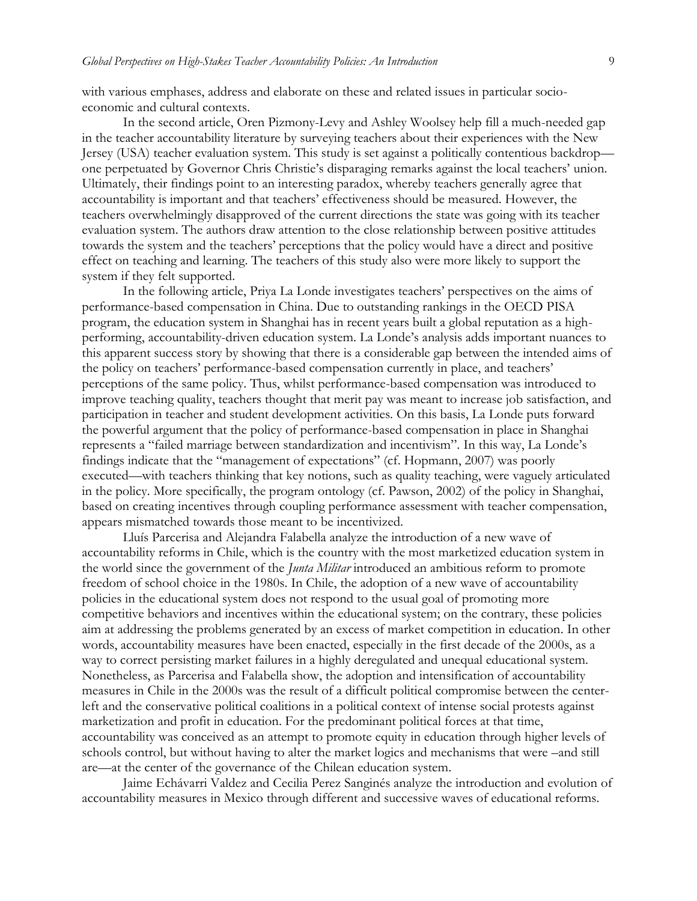with various emphases, address and elaborate on these and related issues in particular socio-economic and cultural contexts.

In the second article, Oren Pizmony-Levy and Ashley Woolsey help fill a much-needed gap in the teacher accountability literature by surveying teachers about their experiences with the New Jersey (USA) teacher evaluation system. This study is set against a politically contentious backdrop—one perpetuated by Governor Chris Christie's disparaging remarks against the local teachers' union. Ultimately, their findings point to an interesting paradox, whereby teachers generally agree that accountability is important and that teachers' effectiveness should be measured. However, the teachers overwhelmingly disapproved of the current directions the state was going with its teacher evaluation system. The authors draw attention to the close relationship between positive attitudes towards the system and the teachers' perceptions that the policy would have a direct and positive effect on teaching and learning. The teachers of this study also were more likely to support the system if they felt supported.

In the following article, Priya La Londe investigates teachers' perspectives on the aims of performance-based compensation in China. Due to outstanding rankings in the OECD PISA program, the education system in Shanghai has in recent years built a global reputation as a high-performing, accountability-driven education system. La Londe's analysis adds important nuances to this apparent success story by showing that there is a considerable gap between the intended aims of the policy on teachers' performance-based compensation currently in place, and teachers' perceptions of the same policy. Thus, whilst performance-based compensation was introduced to improve teaching quality, teachers thought that merit pay was meant to increase job satisfaction, and participation in teacher and student development activities. On this basis, La Londe puts forward the powerful argument that the policy of performance-based compensation in place in Shanghai represents a "failed marriage between standardization and incentivism". In this way, La Londe's findings indicate that the "management of expectations" (cf. Hopmann, 2007) was poorly executed—with teachers thinking that key notions, such as quality teaching, were vaguely articulated in the policy. More specifically, the program ontology (cf. Pawson, 2002) of the policy in Shanghai, based on creating incentives through coupling performance assessment with teacher compensation, appears mismatched towards those meant to be incentivized.

Lluís Parcerisa and Alejandra Falabella analyze the introduction of a new wave of accountability reforms in Chile, which is the country with the most marketized education system in the world since the government of the *Junta Militar* introduced an ambitious reform to promote freedom of school choice in the 1980s. In Chile, the adoption of a new wave of accountability policies in the educational system does not respond to the usual goal of promoting more competitive behaviors and incentives within the educational system; on the contrary, these policies aim at addressing the problems generated by an excess of market competition in education. In other words, accountability measures have been enacted, especially in the first decade of the 2000s, as a way to correct persisting market failures in a highly deregulated and unequal educational system. Nonetheless, as Parcerisa and Falabella show, the adoption and intensification of accountability measures in Chile in the 2000s was the result of a difficult political compromise between the center-left and the conservative political coalitions in a political context of intense social protests against marketization and profit in education. For the predominant political forces at that time, accountability was conceived as an attempt to promote equity in education through higher levels of schools control, but without having to alter the market logics and mechanisms that were –and still are—at the center of the governance of the Chilean education system.

Jaime Echávarri Valdez and Cecilia Perez Sanginés analyze the introduction and evolution of accountability measures in Mexico through different and successive waves of educational reforms.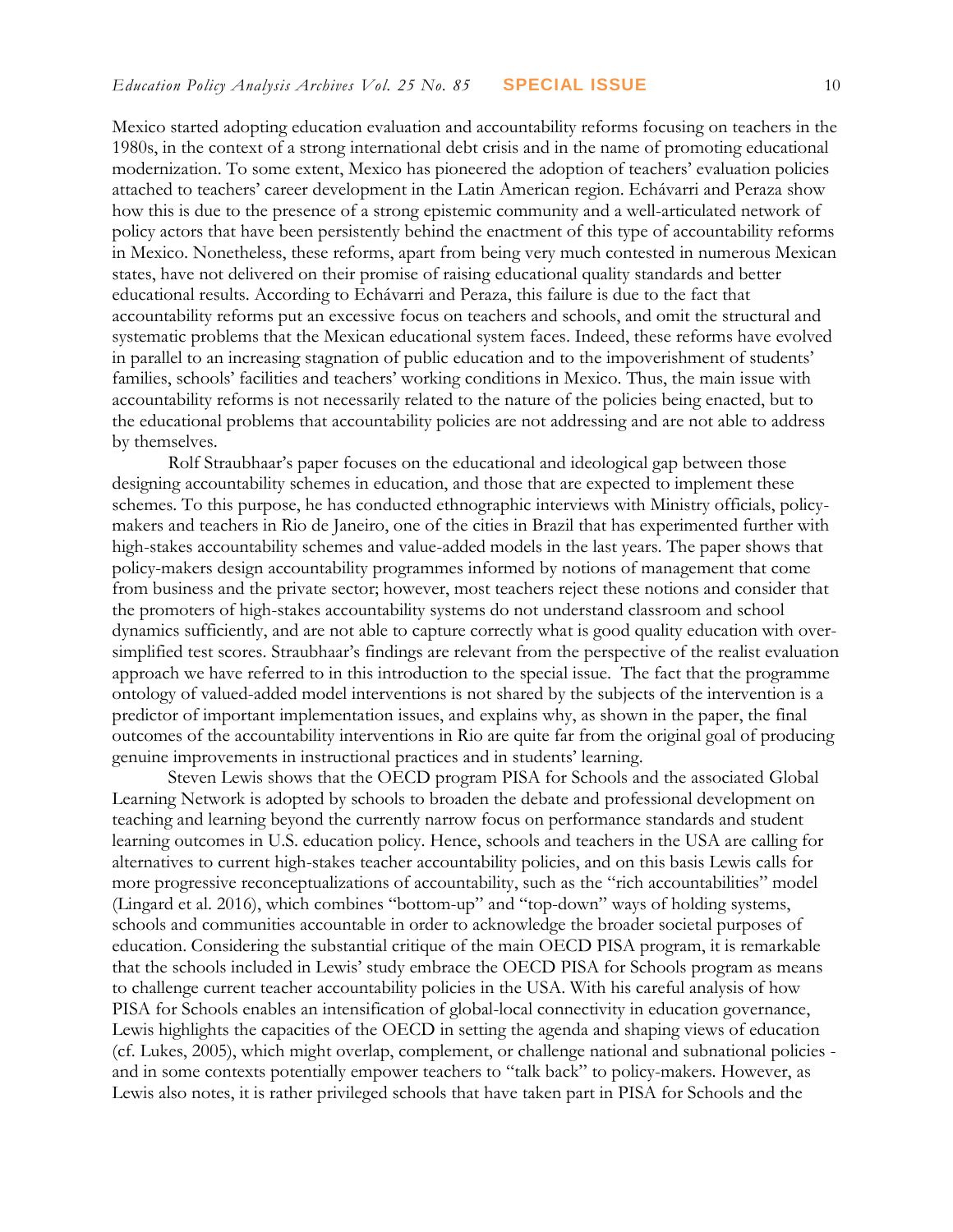Mexico started adopting education evaluation and accountability reforms focusing on teachers in the 1980s, in the context of a strong international debt crisis and in the name of promoting educational modernization. To some extent, Mexico has pioneered the adoption of teachers' evaluation policies attached to teachers' career development in the Latin American region. Echávarri and Peraza show how this is due to the presence of a strong epistemic community and a well-articulated network of policy actors that have been persistently behind the enactment of this type of accountability reforms in Mexico. Nonetheless, these reforms, apart from being very much contested in numerous Mexican states, have not delivered on their promise of raising educational quality standards and better educational results. According to Echávarri and Peraza, this failure is due to the fact that accountability reforms put an excessive focus on teachers and schools, and omit the structural and systematic problems that the Mexican educational system faces. Indeed, these reforms have evolved in parallel to an increasing stagnation of public education and to the impoverishment of students' families, schools' facilities and teachers' working conditions in Mexico. Thus, the main issue with accountability reforms is not necessarily related to the nature of the policies being enacted, but to the educational problems that accountability policies are not addressing and are not able to address by themselves.

Rolf Straubhaar's paper focuses on the educational and ideological gap between those designing accountability schemes in education, and those that are expected to implement these schemes. To this purpose, he has conducted ethnographic interviews with Ministry officials, policy-makers and teachers in Rio de Janeiro, one of the cities in Brazil that has experimented further with high-stakes accountability schemes and value-added models in the last years. The paper shows that policy-makers design accountability programmes informed by notions of management that come from business and the private sector; however, most teachers reject these notions and consider that the promoters of high-stakes accountability systems do not understand classroom and school dynamics sufficiently, and are not able to capture correctly what is good quality education with over-simplified test scores. Straubhaar's findings are relevant from the perspective of the realist evaluation approach we have referred to in this introduction to the special issue. The fact that the programme ontology of valued-added model interventions is not shared by the subjects of the intervention is a predictor of important implementation issues, and explains why, as shown in the paper, the final outcomes of the accountability interventions in Rio are quite far from the original goal of producing genuine improvements in instructional practices and in students' learning.

Steven Lewis shows that the OECD program PISA for Schools and the associated Global Learning Network is adopted by schools to broaden the debate and professional development on teaching and learning beyond the currently narrow focus on performance standards and student learning outcomes in U.S. education policy. Hence, schools and teachers in the USA are calling for alternatives to current high-stakes teacher accountability policies, and on this basis Lewis calls for more progressive reconceptualizations of accountability, such as the "rich accountabilities" model (Lingard et al. 2016), which combines "bottom-up" and "top-down" ways of holding systems, schools and communities accountable in order to acknowledge the broader societal purposes of education. Considering the substantial critique of the main OECD PISA program, it is remarkable that the schools included in Lewis' study embrace the OECD PISA for Schools program as means to challenge current teacher accountability policies in the USA. With his careful analysis of how PISA for Schools enables an intensification of global-local connectivity in education governance, Lewis highlights the capacities of the OECD in setting the agenda and shaping views of education (cf. Lukes, 2005), which might overlap, complement, or challenge national and subnational policies - and in some contexts potentially empower teachers to "talk back" to policy-makers. However, as Lewis also notes, it is rather privileged schools that have taken part in PISA for Schools and the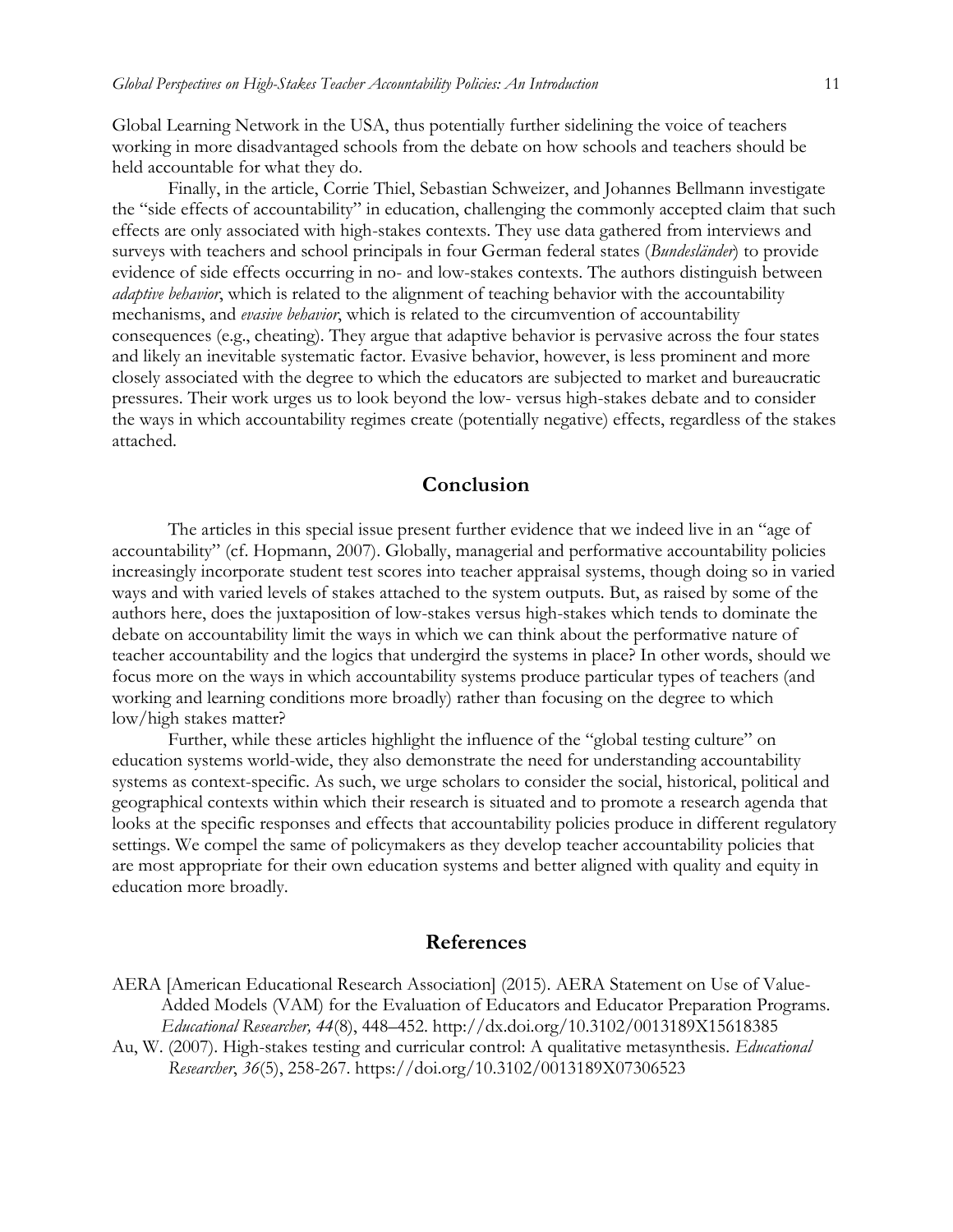Global Learning Network in the USA, thus potentially further sidelining the voice of teachers working in more disadvantaged schools from the debate on how schools and teachers should be held accountable for what they do.

Finally, in the article, Corrie Thiel, Sebastian Schweizer, and Johannes Bellmann investigate the "side effects of accountability" in education, challenging the commonly accepted claim that such effects are only associated with high-stakes contexts. They use data gathered from interviews and surveys with teachers and school principals in four German federal states (*Bundesländer*) to provide evidence of side effects occurring in no- and low-stakes contexts. The authors distinguish between *adaptive behavior*, which is related to the alignment of teaching behavior with the accountability mechanisms, and *evasive behavior*, which is related to the circumvention of accountability consequences (e.g., cheating). They argue that adaptive behavior is pervasive across the four states and likely an inevitable systematic factor. Evasive behavior, however, is less prominent and more closely associated with the degree to which the educators are subjected to market and bureaucratic pressures. Their work urges us to look beyond the low- versus high-stakes debate and to consider the ways in which accountability regimes create (potentially negative) effects, regardless of the stakes attached.

## Conclusion

The articles in this special issue present further evidence that we indeed live in an "age of accountability" (cf. Hopmann, 2007). Globally, managerial and performative accountability policies increasingly incorporate student test scores into teacher appraisal systems, though doing so in varied ways and with varied levels of stakes attached to the system outputs. But, as raised by some of the authors here, does the juxtaposition of low-stakes versus high-stakes which tends to dominate the debate on accountability limit the ways in which we can think about the performative nature of teacher accountability and the logics that undergird the systems in place? In other words, should we focus more on the ways in which accountability systems produce particular types of teachers (and working and learning conditions more broadly) rather than focusing on the degree to which low/high stakes matter?

Further, while these articles highlight the influence of the "global testing culture" on education systems world-wide, they also demonstrate the need for understanding accountability systems as context-specific. As such, we urge scholars to consider the social, historical, political and geographical contexts within which their research is situated and to promote a research agenda that looks at the specific responses and effects that accountability policies produce in different regulatory settings. We compel the same of policymakers as they develop teacher accountability policies that are most appropriate for their own education systems and better aligned with quality and equity in education more broadly.

## References

AERA [American Educational Research Association] (2015). AERA Statement on Use of Value-Added Models (VAM) for the Evaluation of Educators and Educator Preparation Programs. *Educational Researcher, 44*(8), 448–452. http://dx.doi.org/10.3102/0013189X15618385

Au, W. (2007). High-stakes testing and curricular control: A qualitative metasynthesis. *Educational Researcher*, *36*(5), 258-267. https://doi.org/10.3102/0013189X07306523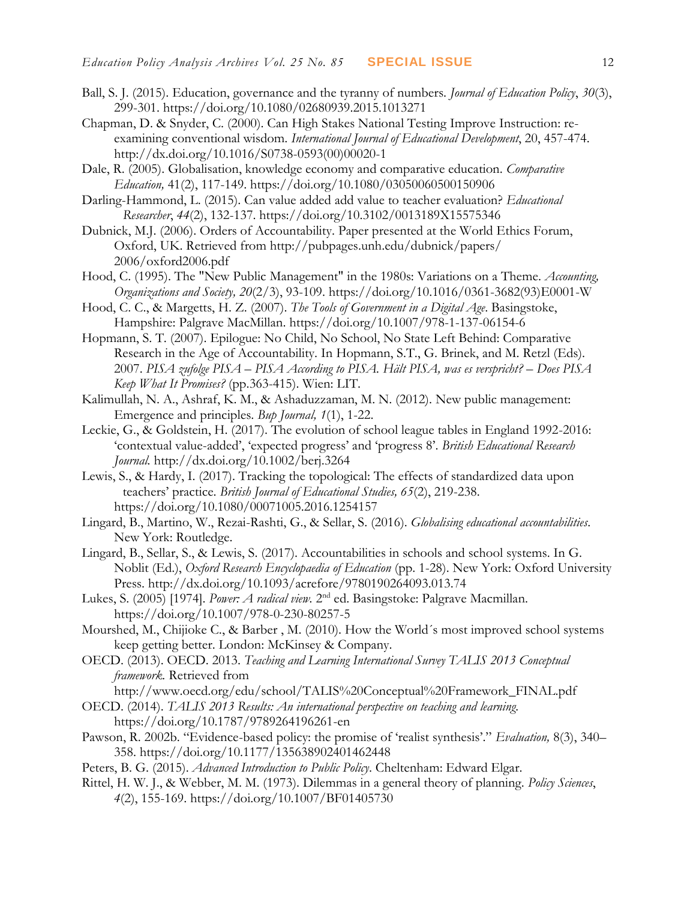Ball, S. J. (2015). Education, governance and the tyranny of numbers. *Journal of Education Policy*, *30*(3), 299-301. https://doi.org/10.1080/02680939.2015.1013271

Chapman, D. & Snyder, C. (2000). Can High Stakes National Testing Improve Instruction: re-examining conventional wisdom. *International Journal of Educational Development*, 20, 457-474. http://dx.doi.org/10.1016/S0738-0593(00)00020-1

Dale, R. (2005). Globalisation, knowledge economy and comparative education. *Comparative Education,* 41(2), 117-149. https://doi.org/10.1080/03050060500150906

Darling-Hammond, L. (2015). Can value added add value to teacher evaluation? *Educational Researcher*, *44*(2), 132-137. https://doi.org/10.3102/0013189X15575346

Dubnick, M.J. (2006). Orders of Accountability. Paper presented at the World Ethics Forum, Oxford, UK. Retrieved from http://pubpages.unh.edu/dubnick/papers/2006/oxford2006.pdf

Hood, C. (1995). The "New Public Management" in the 1980s: Variations on a Theme. *Accounting, Organizations and Society, 20*(2/3), 93-109. https://doi.org/10.1016/0361-3682(93)E0001-W

Hood, C. C., & Margetts, H. Z. (2007). *The Tools of Government in a Digital Age*. Basingstoke, Hampshire: Palgrave MacMillan. https://doi.org/10.1007/978-1-137-06154-6

Hopmann, S. T. (2007). Epilogue: No Child, No School, No State Left Behind: Comparative Research in the Age of Accountability. In Hopmann, S.T., G. Brinek, and M. Retzl (Eds). 2007. *PISA zufolge PISA – PISA According to PISA. Hält PISA, was es verspricht? – Does PISA Keep What It Promises?* (pp.363-415). Wien: LIT.

Kalimullah, N. A., Ashraf, K. M., & Ashaduzzaman, M. N. (2012). New public management: Emergence and principles. *Bup Journal, 1*(1), 1-22.

Leckie, G., & Goldstein, H. (2017). The evolution of school league tables in England 1992-2016: 'contextual value-added', 'expected progress' and 'progress 8'. *British Educational Research Journal.* http://dx.doi.org/10.1002/berj.3264

Lewis, S., & Hardy, I. (2017). Tracking the topological: The effects of standardized data upon teachers' practice. *British Journal of Educational Studies, 65*(2), 219-238. https://doi.org/10.1080/00071005.2016.1254157

Lingard, B., Martino, W., Rezai-Rashti, G., & Sellar, S. (2016). *Globalising educational accountabilities*. New York: Routledge.

Lingard, B., Sellar, S., & Lewis, S. (2017). Accountabilities in schools and school systems. In G. Noblit (Ed.), *Oxford Research Encyclopaedia of Education* (pp. 1-28). New York: Oxford University Press. http://dx.doi.org/10.1093/acrefore/9780190264093.013.74

Lukes, S. (2005) [1974]. *Power: A radical view.* 2nd ed. Basingstoke: Palgrave Macmillan. https://doi.org/10.1007/978-0-230-80257-5

Mourshed, M., Chijioke C., & Barber , M. (2010). How the World´s most improved school systems keep getting better. London: McKinsey & Company.

OECD. (2013). OECD. 2013. *Teaching and Learning International Survey TALIS 2013 Conceptual framework.* Retrieved from http://www.oecd.org/edu/school/TALIS%20Conceptual%20Framework_FINAL.pdf

OECD. (2014). *TALIS 2013 Results: An international perspective on teaching and learning.* https://doi.org/10.1787/9789264196261-en

Pawson, R. 2002b. "Evidence-based policy: the promise of 'realist synthesis'." *Evaluation,* 8(3), 340–358. https://doi.org/10.1177/135638902401462448

Peters, B. G. (2015). *Advanced Introduction to Public Policy*. Cheltenham: Edward Elgar.

Rittel, H. W. J., & Webber, M. M. (1973). Dilemmas in a general theory of planning. *Policy Sciences*, *4*(2), 155-169. https://doi.org/10.1007/BF01405730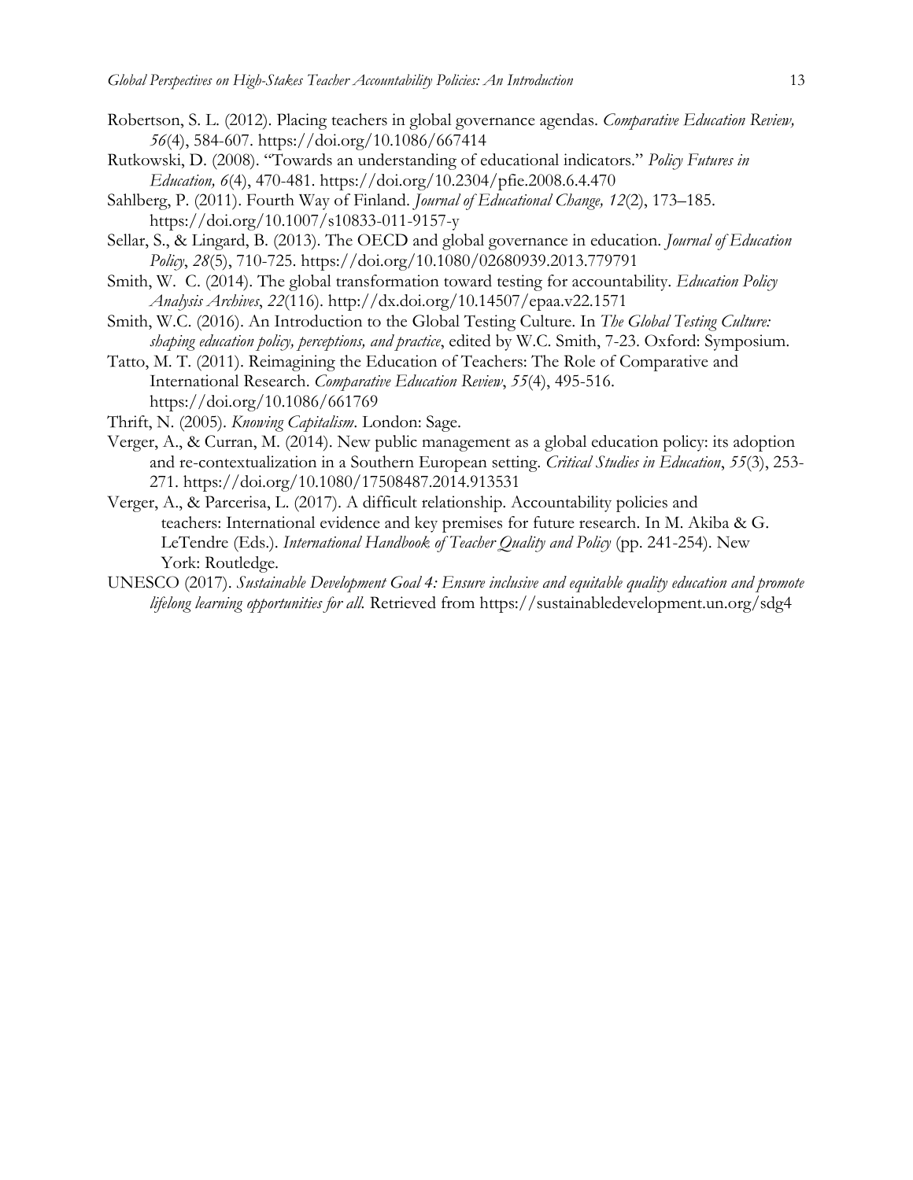Robertson, S. L. (2012). Placing teachers in global governance agendas. *Comparative Education Review, 56*(4), 584-607. https://doi.org/10.1086/667414

Rutkowski, D. (2008). "Towards an understanding of educational indicators." *Policy Futures in Education, 6*(4), 470-481. https://doi.org/10.2304/pfie.2008.6.4.470

Sahlberg, P. (2011). Fourth Way of Finland. *Journal of Educational Change, 12*(2), 173–185. https://doi.org/10.1007/s10833-011-9157-y

Sellar, S., & Lingard, B. (2013). The OECD and global governance in education. *Journal of Education Policy*, *28*(5), 710-725. https://doi.org/10.1080/02680939.2013.779791

Smith, W. C. (2014). The global transformation toward testing for accountability. *Education Policy Analysis Archives*, *22*(116). http://dx.doi.org/10.14507/epaa.v22.1571

Smith, W.C. (2016). An Introduction to the Global Testing Culture. In *The Global Testing Culture: shaping education policy, perceptions, and practice*, edited by W.C. Smith, 7-23. Oxford: Symposium.

Tatto, M. T. (2011). Reimagining the Education of Teachers: The Role of Comparative and International Research. *Comparative Education Review*, *55*(4), 495-516. https://doi.org/10.1086/661769

Thrift, N. (2005). *Knowing Capitalism*. London: Sage.

Verger, A., & Curran, M. (2014). New public management as a global education policy: its adoption and re-contextualization in a Southern European setting. *Critical Studies in Education*, *55*(3), 253-271. https://doi.org/10.1080/17508487.2014.913531

Verger, A., & Parcerisa, L. (2017). A difficult relationship. Accountability policies and teachers: International evidence and key premises for future research. In M. Akiba & G. LeTendre (Eds.). *International Handbook of Teacher Quality and Policy* (pp. 241-254). New York: Routledge.

UNESCO (2017). *Sustainable Development Goal 4: Ensure inclusive and equitable quality education and promote lifelong learning opportunities for all.* Retrieved from https://sustainabledevelopment.un.org/sdg4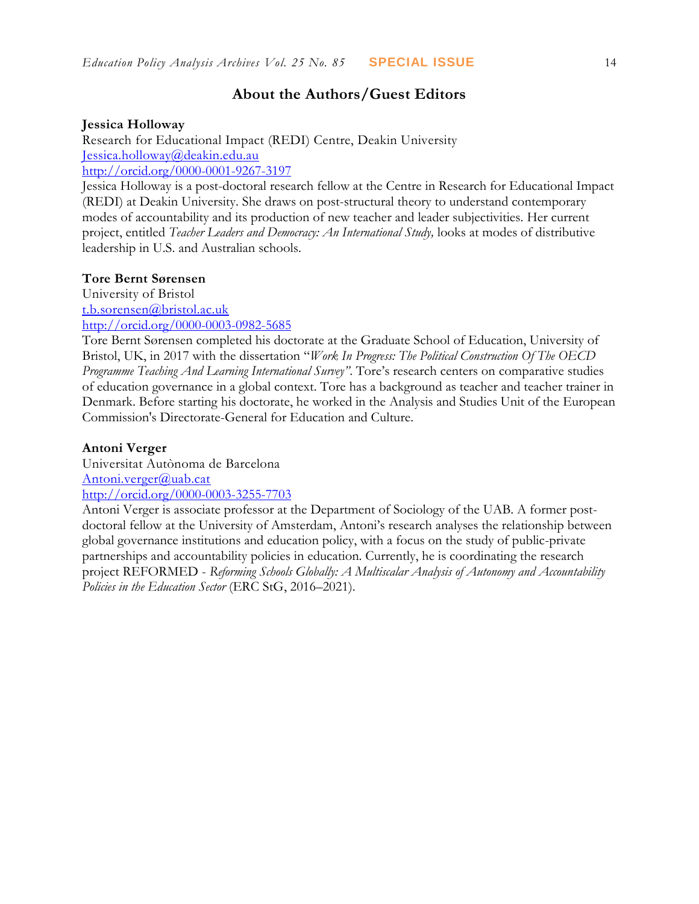## About the Authors/Guest Editors

**Jessica Holloway**
Research for Educational Impact (REDI) Centre, Deakin University
Jessica.holloway@deakin.edu.au
http://orcid.org/0000-0001-9267-3197
Jessica Holloway is a post-doctoral research fellow at the Centre in Research for Educational Impact (REDI) at Deakin University. She draws on post-structural theory to understand contemporary modes of accountability and its production of new teacher and leader subjectivities. Her current project, entitled *Teacher Leaders and Democracy: An International Study,* looks at modes of distributive leadership in U.S. and Australian schools.

**Tore Bernt Sørensen**
University of Bristol
t.b.sorensen@bristol.ac.uk
http://orcid.org/0000-0003-0982-5685
Tore Bernt Sørensen completed his doctorate at the Graduate School of Education, University of Bristol, UK, in 2017 with the dissertation "*Work In Progress: The Political Construction Of The OECD Programme Teaching And Learning International Survey"*. Tore's research centers on comparative studies of education governance in a global context. Tore has a background as teacher and teacher trainer in Denmark. Before starting his doctorate, he worked in the Analysis and Studies Unit of the European Commission's Directorate-General for Education and Culture.

**Antoni Verger**
Universitat Autònoma de Barcelona
Antoni.verger@uab.cat
http://orcid.org/0000-0003-3255-7703
Antoni Verger is associate professor at the Department of Sociology of the UAB. A former post-doctoral fellow at the University of Amsterdam, Antoni's research analyses the relationship between global governance institutions and education policy, with a focus on the study of public-private partnerships and accountability policies in education. Currently, he is coordinating the research project REFORMED - *Reforming Schools Globally: A Multiscalar Analysis of Autonomy and Accountability Policies in the Education Sector* (ERC StG, 2016–2021).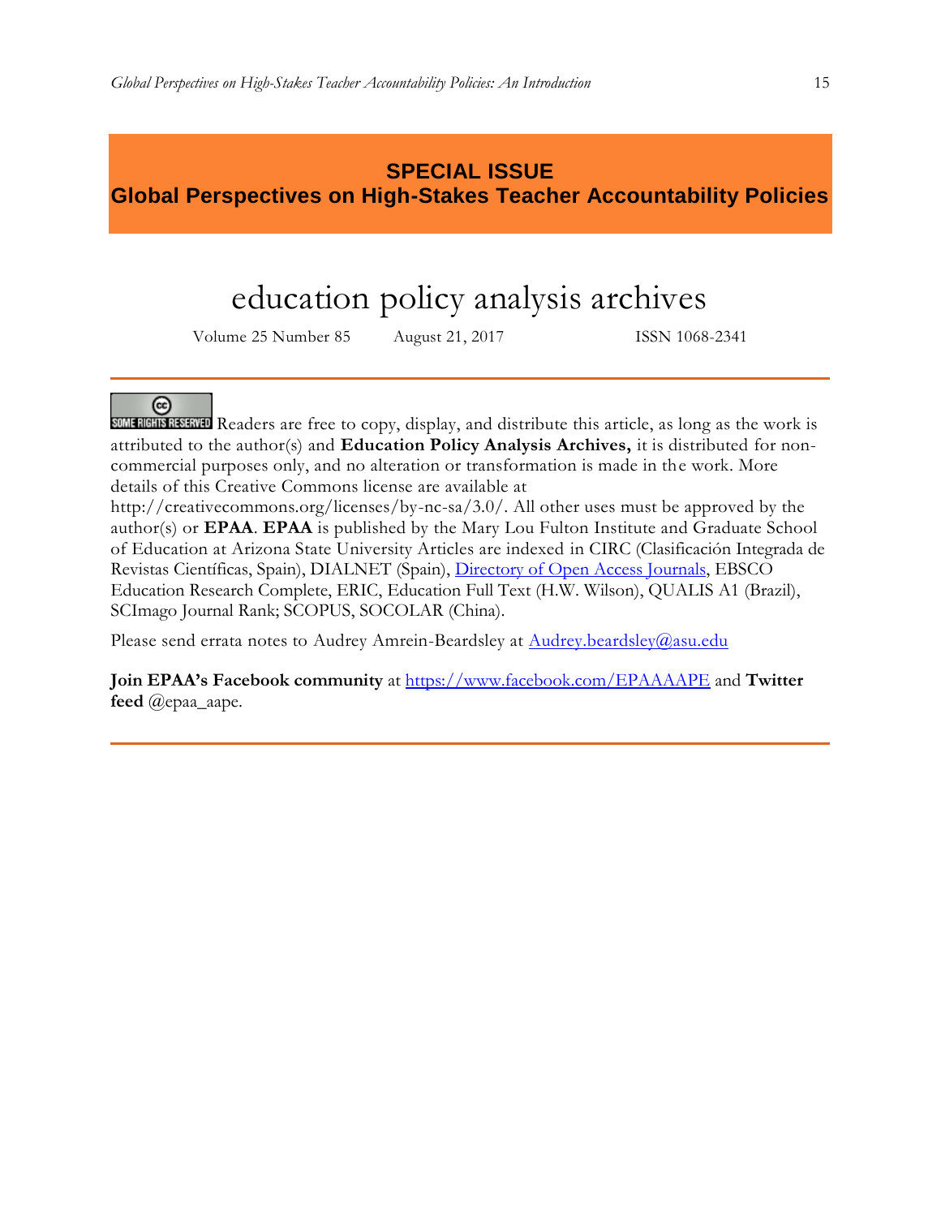## SPECIAL ISSUE
## Global Perspectives on High-Stakes Teacher Accountability Policies

# education policy analysis archives

Volume 25 Number 85 August 21, 2017 ISSN 1068-2341

---

SOME RIGHTS RESERVED Readers are free to copy, display, and distribute this article, as long as the work is attributed to the author(s) and **Education Policy Analysis Archives,** it is distributed for non-commercial purposes only, and no alteration or transformation is made in the work. More details of this Creative Commons license are available at http://creativecommons.org/licenses/by-nc-sa/3.0/. All other uses must be approved by the author(s) or **EPAA**. **EPAA** is published by the Mary Lou Fulton Institute and Graduate School of Education at Arizona State University Articles are indexed in CIRC (Clasificación Integrada de Revistas Científicas, Spain), DIALNET (Spain), Directory of Open Access Journals, EBSCO Education Research Complete, ERIC, Education Full Text (H.W. Wilson), QUALIS A1 (Brazil), SCImago Journal Rank; SCOPUS, SOCOLAR (China).

Please send errata notes to Audrey Amrein-Beardsley at Audrey.beardsley@asu.edu

**Join EPAA's Facebook community** at https://www.facebook.com/EPAAAAPE and **Twitter feed** @epaa_aape.

---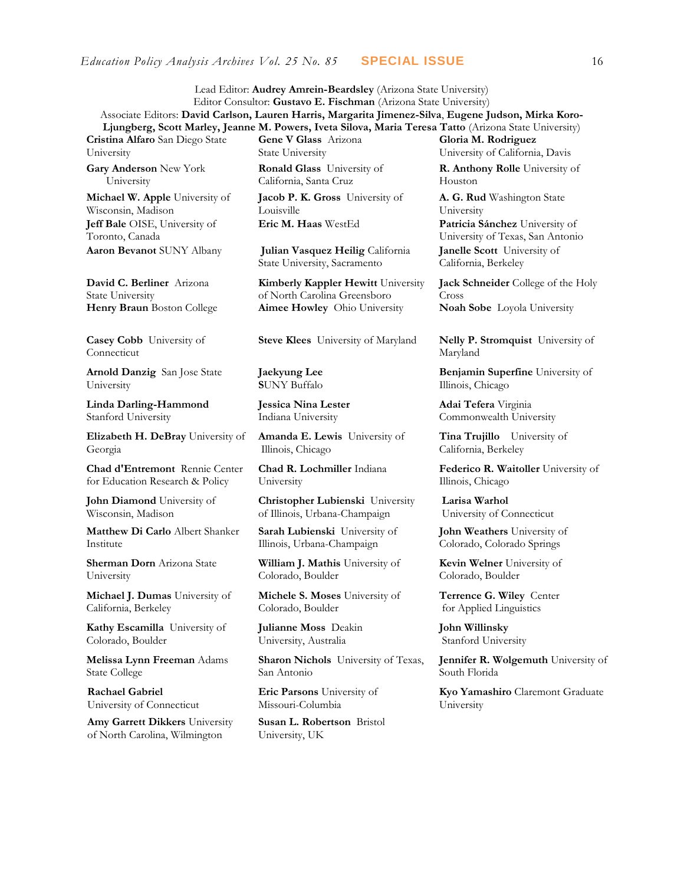Lead Editor: **Audrey Amrein-Beardsley** (Arizona State University)
Editor Consultor: **Gustavo E. Fischman** (Arizona State University)
Associate Editors: **David Carlson, Lauren Harris, Margarita Jimenez-Silva**, **Eugene Judson, Mirka Koro-Ljungberg, Scott Marley, Jeanne M. Powers, Iveta Silova, Maria Teresa Tatto** (Arizona State University)

**Cristina Alfaro** San Diego State University

**Gary Anderson** New York University

**Michael W. Apple** University of Wisconsin, Madison

**Jeff Bale** OISE, University of Toronto, Canada

**Aaron Bevanot** SUNY Albany

**David C. Berliner** Arizona State University

**Henry Braun** Boston College

**Casey Cobb** University of Connecticut

**Arnold Danzig** San Jose State University

**Linda Darling-Hammond** Stanford University

**Elizabeth H. DeBray** University of Georgia

**Chad d'Entremont** Rennie Center for Education Research & Policy

**John Diamond** University of Wisconsin, Madison

**Matthew Di Carlo** Albert Shanker Institute

**Sherman Dorn** Arizona State University

**Michael J. Dumas** University of California, Berkeley

**Kathy Escamilla** University of Colorado, Boulder

**Melissa Lynn Freeman** Adams State College

**Rachael Gabriel** University of Connecticut

**Amy Garrett Dikkers** University of North Carolina, Wilmington

**Gene V Glass** Arizona State University

**Ronald Glass** University of California, Santa Cruz

**Jacob P. K. Gross** University of Louisville

**Eric M. Haas** WestEd

**Julian Vasquez Heilig** California State University, Sacramento

**Kimberly Kappler Hewitt** University of North Carolina Greensboro

**Aimee Howley** Ohio University

**Steve Klees** University of Maryland

**Jaekyung Lee** SUNY Buffalo

**Jessica Nina Lester** Indiana University

**Amanda E. Lewis** University of Illinois, Chicago

**Chad R. Lochmiller** Indiana University

**Christopher Lubienski** University of Illinois, Urbana-Champaign

**Sarah Lubienski** University of Illinois, Urbana-Champaign

**William J. Mathis** University of Colorado, Boulder

**Michele S. Moses** University of Colorado, Boulder

**Julianne Moss** Deakin University, Australia

**Sharon Nichols** University of Texas, San Antonio

**Eric Parsons** University of Missouri-Columbia

**Susan L. Robertson** Bristol University, UK

**Gloria M. Rodriguez** University of California, Davis

**R. Anthony Rolle** University of Houston

**A. G. Rud** Washington State University

**Patricia Sánchez** University of University of Texas, San Antonio

**Janelle Scott** University of California, Berkeley

**Jack Schneider** College of the Holy Cross

**Noah Sobe** Loyola University

**Nelly P. Stromquist** University of Maryland

**Benjamin Superfine** University of Illinois, Chicago

**Adai Tefera** Virginia Commonwealth University

**Tina Trujillo** University of California, Berkeley

**Federico R. Waitoller** University of Illinois, Chicago

**Larisa Warhol** University of Connecticut

**John Weathers** University of Colorado, Colorado Springs

**Kevin Welner** University of Colorado, Boulder

**Terrence G. Wiley** Center for Applied Linguistics

**John Willinsky** Stanford University

**Jennifer R. Wolgemuth** University of South Florida

**Kyo Yamashiro** Claremont Graduate University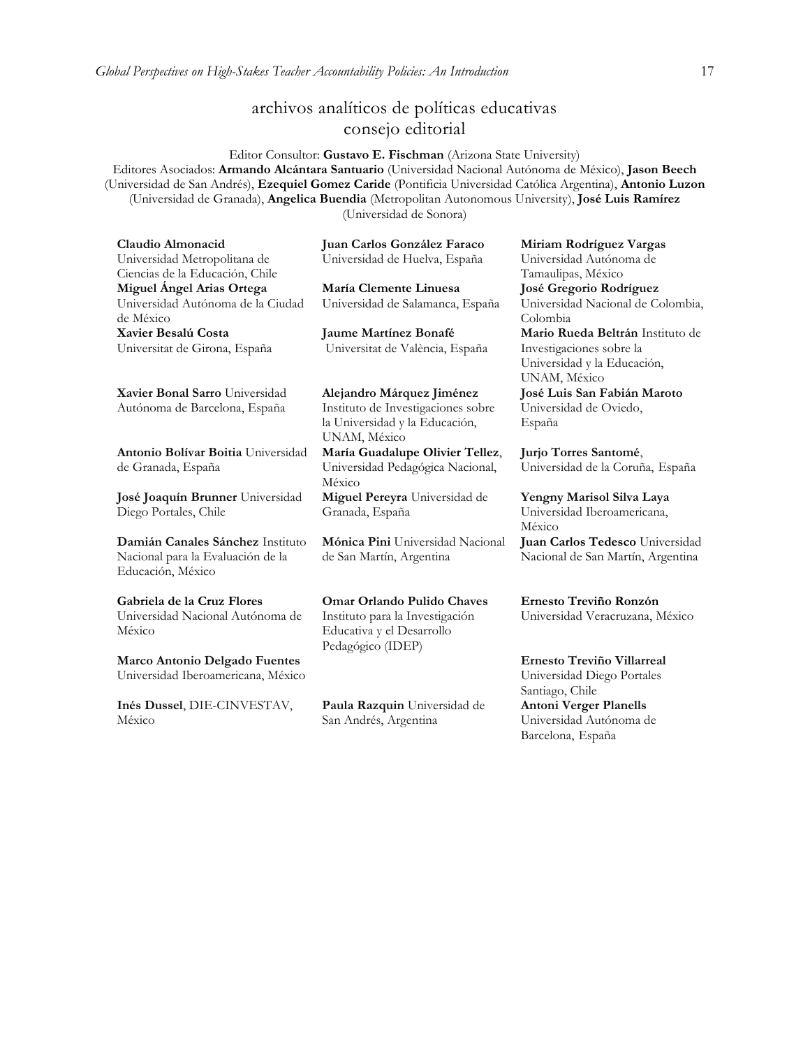# archivos analíticos de políticas educativas
## consejo editorial

Editor Consultor: **Gustavo E. Fischman** (Arizona State University)
Editores Asociados: **Armando Alcántara Santuario** (Universidad Nacional Autónoma de México), **Jason Beech** (Universidad de San Andrés), **Ezequiel Gomez Caride** (Pontificia Universidad Católica Argentina), **Antonio Luzon** (Universidad de Granada), **Angelica Buendia** (Metropolitan Autonomous University), **José Luis Ramírez** (Universidad de Sonora)

**Claudio Almonacid** Universidad Metropolitana de Ciencias de la Educación, Chile

**Miguel Ángel Arias Ortega** Universidad Autónoma de la Ciudad de México

**Xavier Besalú Costa** Universitat de Girona, España

**Xavier Bonal Sarro** Universidad Autónoma de Barcelona, España

**Antonio Bolívar Boitia** Universidad de Granada, España

**José Joaquín Brunner** Universidad Diego Portales, Chile

**Damián Canales Sánchez** Instituto Nacional para la Evaluación de la Educación, México

**Gabriela de la Cruz Flores** Universidad Nacional Autónoma de México

**Marco Antonio Delgado Fuentes** Universidad Iberoamericana, México

**Inés Dussel**, DIE-CINVESTAV, México

**Juan Carlos González Faraco** Universidad de Huelva, España

**María Clemente Linuesa** Universidad de Salamanca, España

**Jaume Martínez Bonafé** Universitat de València, España

**Alejandro Márquez Jiménez** Instituto de Investigaciones sobre la Universidad y la Educación, UNAM, México

**María Guadalupe Olivier Tellez**, Universidad Pedagógica Nacional, México

**Miguel Pereyra** Universidad de Granada, España

**Mónica Pini** Universidad Nacional de San Martín, Argentina

**Omar Orlando Pulido Chaves** Instituto para la Investigación Educativa y el Desarrollo Pedagógico (IDEP)

**Paula Razquin** Universidad de San Andrés, Argentina

**Miriam Rodríguez Vargas** Universidad Autónoma de Tamaulipas, México

**José Gregorio Rodríguez** Universidad Nacional de Colombia, Colombia

**Mario Rueda Beltrán** Instituto de Investigaciones sobre la Universidad y la Educación, UNAM, México

**José Luis San Fabián Maroto** Universidad de Oviedo, España

**Jurjo Torres Santomé**, Universidad de la Coruña, España

**Yengny Marisol Silva Laya** Universidad Iberoamericana, México

**Juan Carlos Tedesco** Universidad Nacional de San Martín, Argentina

**Ernesto Treviño Ronzón** Universidad Veracruzana, México

**Ernesto Treviño Villarreal** Universidad Diego Portales Santiago, Chile

**Antoni Verger Planells** Universidad Autónoma de Barcelona, España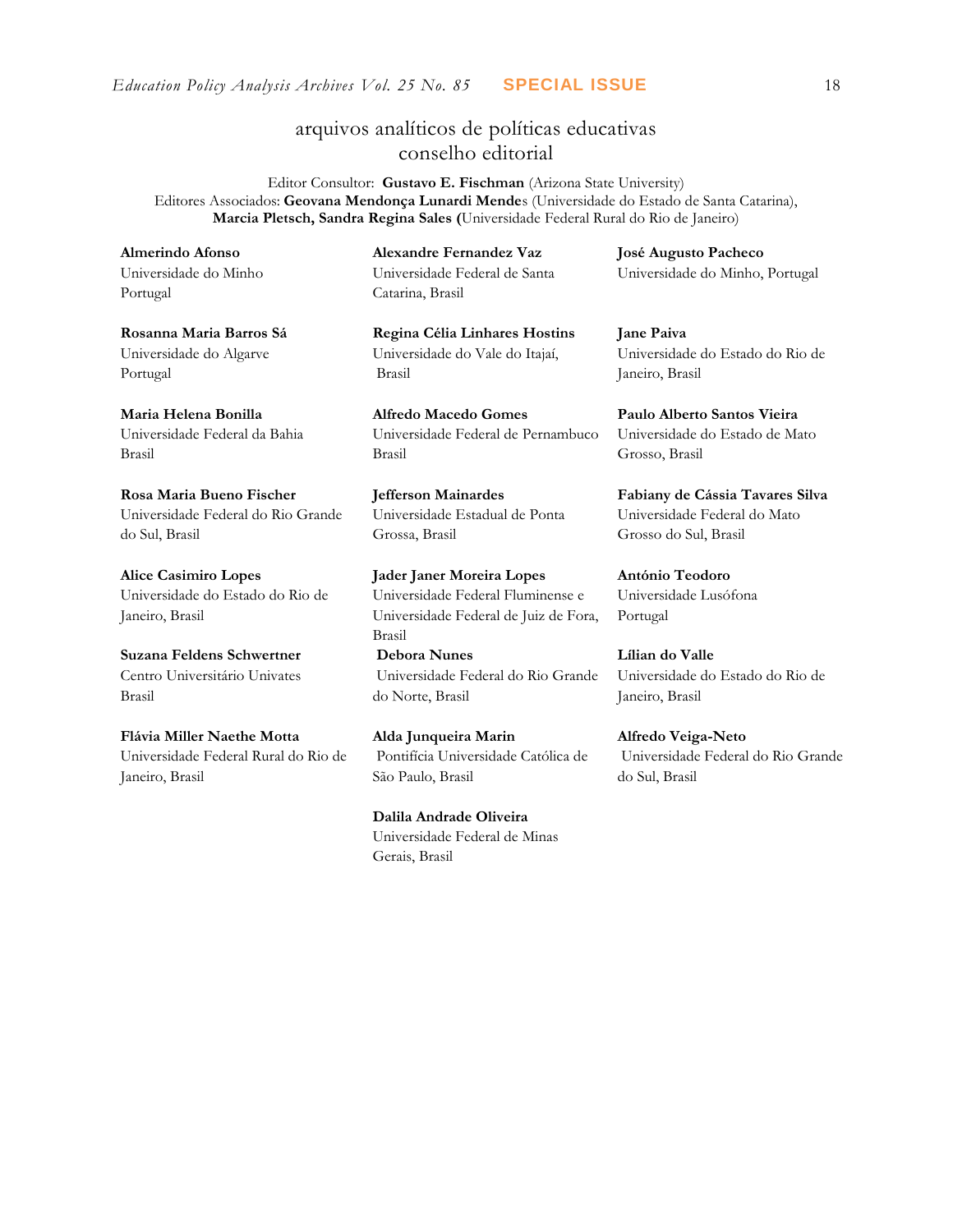# arquivos analíticos de políticas educativas
## conselho editorial

Editor Consultor: **Gustavo E. Fischman** (Arizona State University)
Editores Associados: **Geovana Mendonça Lunardi Mende**s (Universidade do Estado de Santa Catarina), **Marcia Pletsch, Sandra Regina Sales (**Universidade Federal Rural do Rio de Janeiro)

**Almerindo Afonso**
Universidade do Minho
Portugal

**Alexandre Fernandez Vaz**
Universidade Federal de Santa Catarina, Brasil

**José Augusto Pacheco**
Universidade do Minho, Portugal

**Rosanna Maria Barros Sá**
Universidade do Algarve
Portugal

**Regina Célia Linhares Hostins**
Universidade do Vale do Itajaí, Brasil

**Jane Paiva**
Universidade do Estado do Rio de Janeiro, Brasil

**Maria Helena Bonilla**
Universidade Federal da Bahia
Brasil

**Alfredo Macedo Gomes**
Universidade Federal de Pernambuco
Brasil

**Paulo Alberto Santos Vieira**
Universidade do Estado de Mato Grosso, Brasil

**Rosa Maria Bueno Fischer**
Universidade Federal do Rio Grande do Sul, Brasil

**Jefferson Mainardes**
Universidade Estadual de Ponta Grossa, Brasil

**Fabiany de Cássia Tavares Silva**
Universidade Federal do Mato Grosso do Sul, Brasil

**Alice Casimiro Lopes**
Universidade do Estado do Rio de Janeiro, Brasil

**Jader Janer Moreira Lopes**
Universidade Federal Fluminense e Universidade Federal de Juiz de Fora, Brasil

**António Teodoro**
Universidade Lusófona
Portugal

**Suzana Feldens Schwertner**
Centro Universitário Univates
Brasil

**Debora Nunes**
Universidade Federal do Rio Grande do Norte, Brasil

**Lílian do Valle**
Universidade do Estado do Rio de Janeiro, Brasil

**Flávia Miller Naethe Motta**
Universidade Federal Rural do Rio de Janeiro, Brasil

**Alda Junqueira Marin**
Pontifícia Universidade Católica de São Paulo, Brasil

**Alfredo Veiga-Neto**
Universidade Federal do Rio Grande do Sul, Brasil

**Dalila Andrade Oliveira**
Universidade Federal de Minas Gerais, Brasil